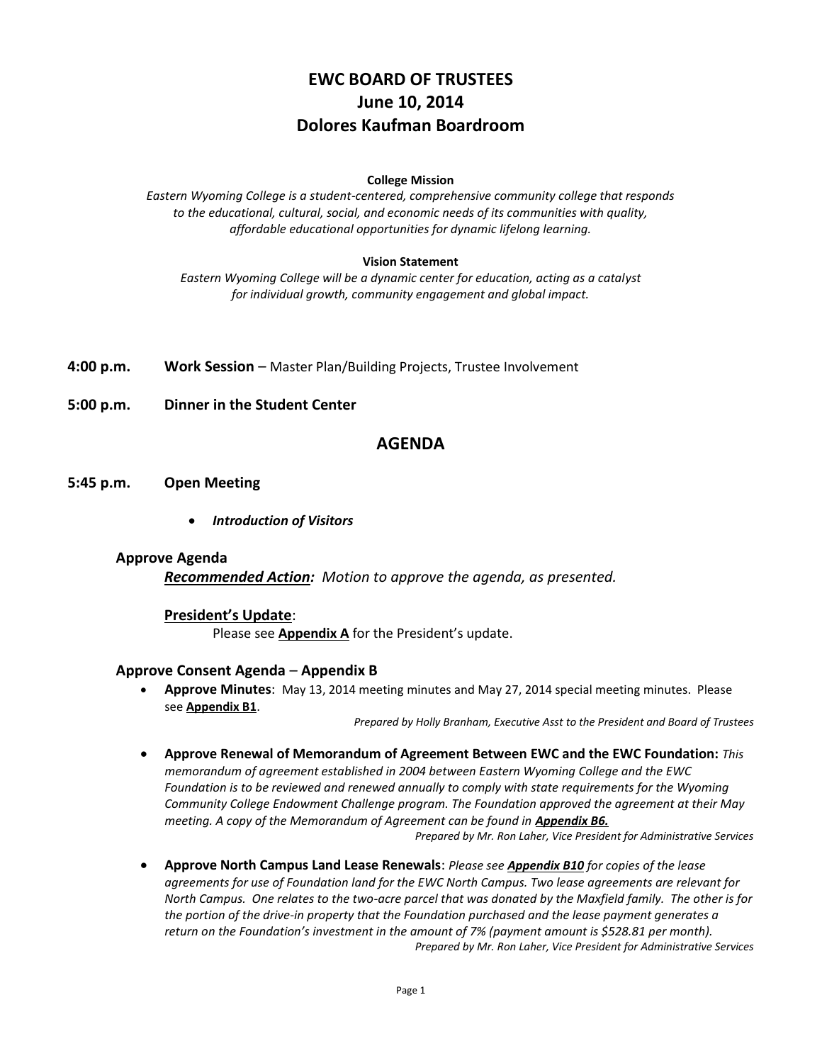# EWC BOARD OF TRUSTEES
# June 10, 2014
# Dolores Kaufman Boardroom

**College Mission**

*Eastern Wyoming College is a student-centered, comprehensive community college that responds to the educational, cultural, social, and economic needs of its communities with quality, affordable educational opportunities for dynamic lifelong learning.*

**Vision Statement**

*Eastern Wyoming College will be a dynamic center for education, acting as a catalyst for individual growth, community engagement and global impact.*

**4:00 p.m.** **Work Session** – Master Plan/Building Projects, Trustee Involvement

**5:00 p.m.** **Dinner in the Student Center**

## AGENDA

**5:45 p.m.** **Open Meeting**

- ***Introduction of Visitors***

### Approve Agenda

***Recommended Action:*** *Motion to approve the agenda, as presented.*

**President's Update**:

Please see **Appendix A** for the President's update.

### Approve Consent Agenda – Appendix B

- **Approve Minutes**: May 13, 2014 meeting minutes and May 27, 2014 special meeting minutes. Please see **Appendix B1**.

  *Prepared by Holly Branham, Executive Asst to the President and Board of Trustees*

- **Approve Renewal of Memorandum of Agreement Between EWC and the EWC Foundation:** *This memorandum of agreement established in 2004 between Eastern Wyoming College and the EWC Foundation is to be reviewed and renewed annually to comply with state requirements for the Wyoming Community College Endowment Challenge program. The Foundation approved the agreement at their May meeting. A copy of the Memorandum of Agreement can be found in* ***Appendix B6.***

  *Prepared by Mr. Ron Laher, Vice President for Administrative Services*

- **Approve North Campus Land Lease Renewals**: *Please see* ***Appendix B10*** *for copies of the lease agreements for use of Foundation land for the EWC North Campus. Two lease agreements are relevant for North Campus. One relates to the two-acre parcel that was donated by the Maxfield family. The other is for the portion of the drive-in property that the Foundation purchased and the lease payment generates a return on the Foundation's investment in the amount of 7% (payment amount is $528.81 per month).*

  *Prepared by Mr. Ron Laher, Vice President for Administrative Services*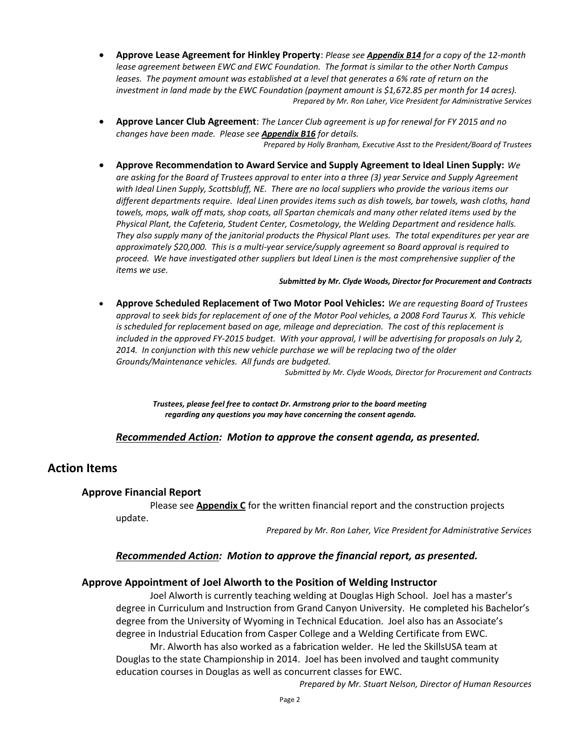- **Approve Lease Agreement for Hinkley Property**: *Please see* ***Appendix B14*** *for a copy of the 12-month lease agreement between EWC and EWC Foundation. The format is similar to the other North Campus leases. The payment amount was established at a level that generates a 6% rate of return on the investment in land made by the EWC Foundation (payment amount is $1,672.85 per month for 14 acres).*

  *Prepared by Mr. Ron Laher, Vice President for Administrative Services*

- **Approve Lancer Club Agreement**: *The Lancer Club agreement is up for renewal for FY 2015 and no changes have been made. Please see* ***Appendix B16*** *for details.*

  *Prepared by Holly Branham, Executive Asst to the President/Board of Trustees*

- **Approve Recommendation to Award Service and Supply Agreement to Ideal Linen Supply:** *We are asking for the Board of Trustees approval to enter into a three (3) year Service and Supply Agreement with Ideal Linen Supply, Scottsbluff, NE. There are no local suppliers who provide the various items our different departments require. Ideal Linen provides items such as dish towels, bar towels, wash cloths, hand towels, mops, walk off mats, shop coats, all Spartan chemicals and many other related items used by the Physical Plant, the Cafeteria, Student Center, Cosmetology, the Welding Department and residence halls. They also supply many of the janitorial products the Physical Plant uses. The total expenditures per year are approximately $20,000. This is a multi-year service/supply agreement so Board approval is required to proceed. We have investigated other suppliers but Ideal Linen is the most comprehensive supplier of the items we use.*

  ***Submitted by Mr. Clyde Woods, Director for Procurement and Contracts***

- **Approve Scheduled Replacement of Two Motor Pool Vehicles:** *We are requesting Board of Trustees approval to seek bids for replacement of one of the Motor Pool vehicles, a 2008 Ford Taurus X. This vehicle is scheduled for replacement based on age, mileage and depreciation. The cost of this replacement is included in the approved FY-2015 budget. With your approval, I will be advertising for proposals on July 2, 2014. In conjunction with this new vehicle purchase we will be replacing two of the older Grounds/Maintenance vehicles. All funds are budgeted.*

  *Submitted by Mr. Clyde Woods, Director for Procurement and Contracts*

***Trustees, please feel free to contact Dr. Armstrong prior to the board meeting regarding any questions you may have concerning the consent agenda.***

***Recommended Action**: Motion to approve the consent agenda, as presented.*

## Action Items

### Approve Financial Report

Please see **Appendix C** for the written financial report and the construction projects update.

*Prepared by Mr. Ron Laher, Vice President for Administrative Services*

***Recommended Action**: Motion to approve the financial report, as presented.*

### Approve Appointment of Joel Alworth to the Position of Welding Instructor

Joel Alworth is currently teaching welding at Douglas High School. Joel has a master's degree in Curriculum and Instruction from Grand Canyon University. He completed his Bachelor's degree from the University of Wyoming in Technical Education. Joel also has an Associate's degree in Industrial Education from Casper College and a Welding Certificate from EWC.

Mr. Alworth has also worked as a fabrication welder. He led the SkillsUSA team at Douglas to the state Championship in 2014. Joel has been involved and taught community education courses in Douglas as well as concurrent classes for EWC.

*Prepared by Mr. Stuart Nelson, Director of Human Resources*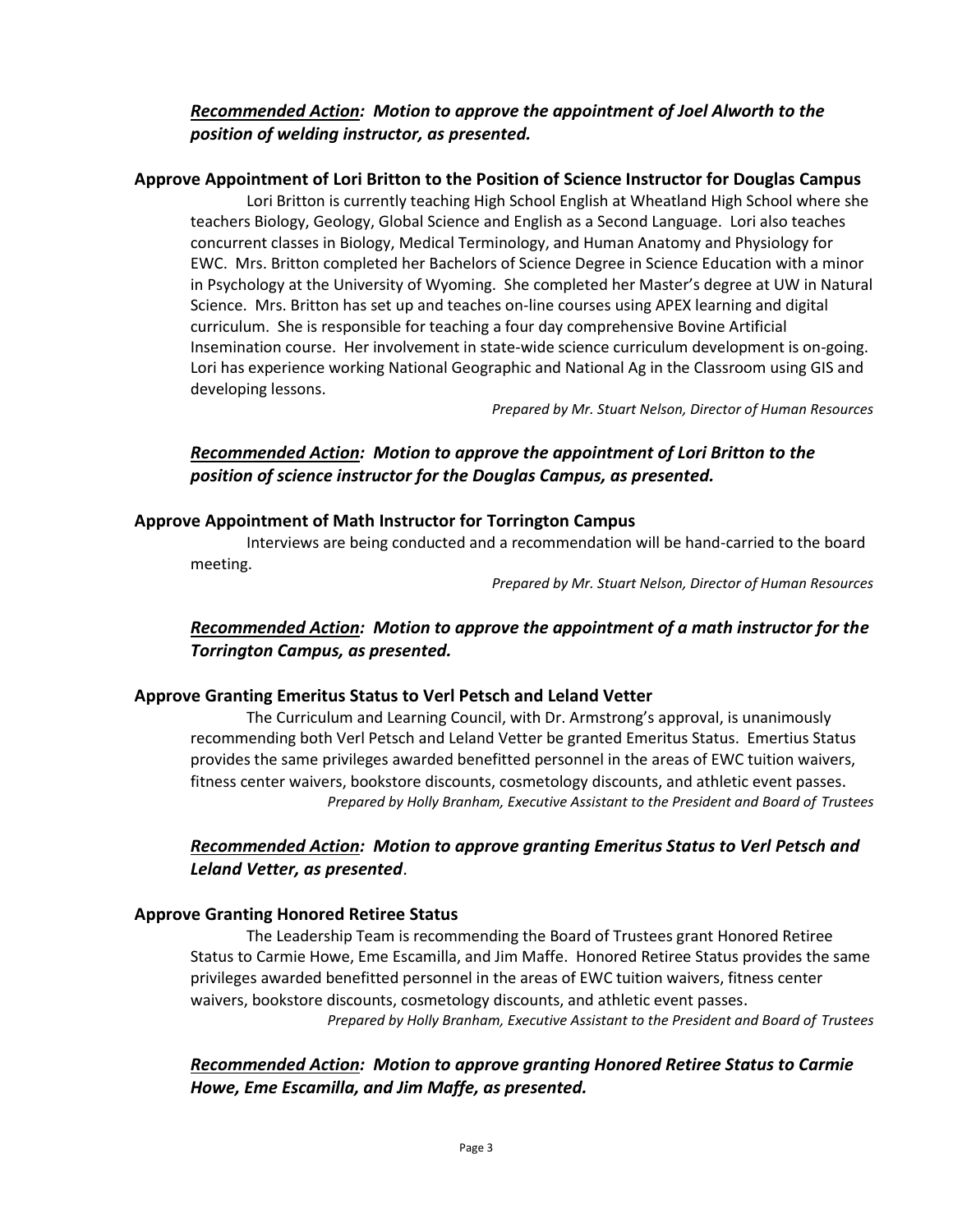***Recommended Action:* Motion to approve the appointment of Joel Alworth to the position of welding instructor, as presented.**

**Approve Appointment of Lori Britton to the Position of Science Instructor for Douglas Campus**

Lori Britton is currently teaching High School English at Wheatland High School where she teachers Biology, Geology, Global Science and English as a Second Language. Lori also teaches concurrent classes in Biology, Medical Terminology, and Human Anatomy and Physiology for EWC. Mrs. Britton completed her Bachelors of Science Degree in Science Education with a minor in Psychology at the University of Wyoming. She completed her Master's degree at UW in Natural Science. Mrs. Britton has set up and teaches on-line courses using APEX learning and digital curriculum. She is responsible for teaching a four day comprehensive Bovine Artificial Insemination course. Her involvement in state-wide science curriculum development is on-going. Lori has experience working National Geographic and National Ag in the Classroom using GIS and developing lessons.

*Prepared by Mr. Stuart Nelson, Director of Human Resources*

***Recommended Action:* Motion to approve the appointment of Lori Britton to the position of science instructor for the Douglas Campus, as presented.**

**Approve Appointment of Math Instructor for Torrington Campus**

Interviews are being conducted and a recommendation will be hand-carried to the board meeting.

*Prepared by Mr. Stuart Nelson, Director of Human Resources*

***Recommended Action:* Motion to approve the appointment of a math instructor for the Torrington Campus, as presented.**

**Approve Granting Emeritus Status to Verl Petsch and Leland Vetter**

The Curriculum and Learning Council, with Dr. Armstrong's approval, is unanimously recommending both Verl Petsch and Leland Vetter be granted Emeritus Status. Emertius Status provides the same privileges awarded benefitted personnel in the areas of EWC tuition waivers, fitness center waivers, bookstore discounts, cosmetology discounts, and athletic event passes.

*Prepared by Holly Branham, Executive Assistant to the President and Board of Trustees*

***Recommended Action:* Motion to approve granting Emeritus Status to Verl Petsch and Leland Vetter, as presented**.

**Approve Granting Honored Retiree Status**

The Leadership Team is recommending the Board of Trustees grant Honored Retiree Status to Carmie Howe, Eme Escamilla, and Jim Maffe. Honored Retiree Status provides the same privileges awarded benefitted personnel in the areas of EWC tuition waivers, fitness center waivers, bookstore discounts, cosmetology discounts, and athletic event passes.

*Prepared by Holly Branham, Executive Assistant to the President and Board of Trustees*

***Recommended Action:* Motion to approve granting Honored Retiree Status to Carmie Howe, Eme Escamilla, and Jim Maffe, as presented.**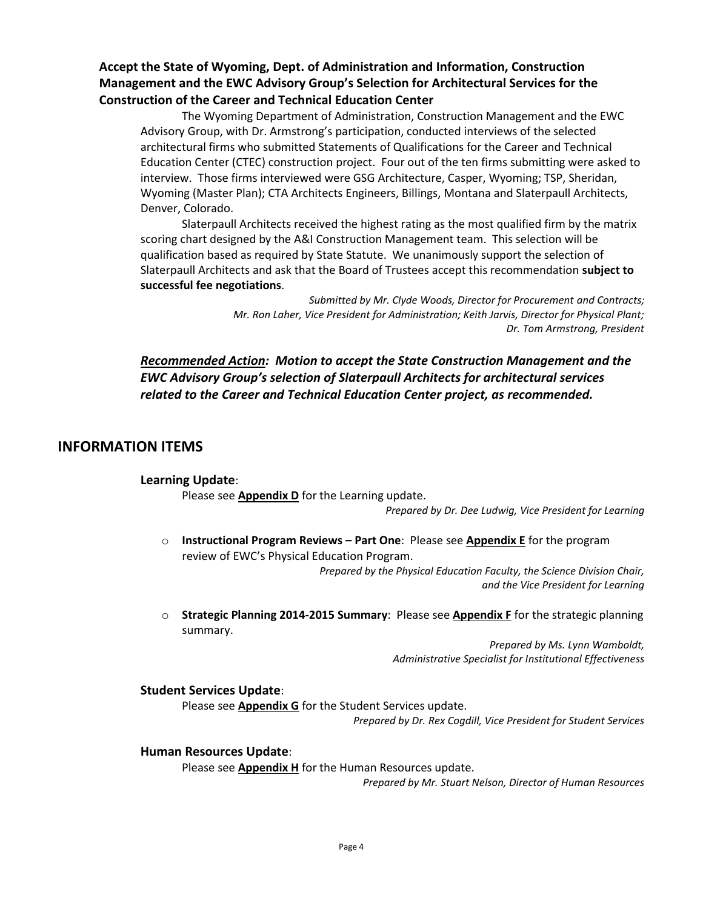**Accept the State of Wyoming, Dept. of Administration and Information, Construction Management and the EWC Advisory Group's Selection for Architectural Services for the Construction of the Career and Technical Education Center**

The Wyoming Department of Administration, Construction Management and the EWC Advisory Group, with Dr. Armstrong's participation, conducted interviews of the selected architectural firms who submitted Statements of Qualifications for the Career and Technical Education Center (CTEC) construction project. Four out of the ten firms submitting were asked to interview. Those firms interviewed were GSG Architecture, Casper, Wyoming; TSP, Sheridan, Wyoming (Master Plan); CTA Architects Engineers, Billings, Montana and Slaterpaull Architects, Denver, Colorado.

Slaterpaull Architects received the highest rating as the most qualified firm by the matrix scoring chart designed by the A&I Construction Management team. This selection will be qualification based as required by State Statute. We unanimously support the selection of Slaterpaull Architects and ask that the Board of Trustees accept this recommendation **subject to successful fee negotiations**.

*Submitted by Mr. Clyde Woods, Director for Procurement and Contracts; Mr. Ron Laher, Vice President for Administration; Keith Jarvis, Director for Physical Plant; Dr. Tom Armstrong, President*

***Recommended Action:** **Motion to accept the State Construction Management and the EWC Advisory Group's selection of Slaterpaull Architects for architectural services related to the Career and Technical Education Center project, as recommended.***

## INFORMATION ITEMS

**Learning Update**:

Please see **Appendix D** for the Learning update.

*Prepared by Dr. Dee Ludwig, Vice President for Learning*

- **Instructional Program Reviews – Part One**: Please see **Appendix E** for the program review of EWC's Physical Education Program.

  *Prepared by the Physical Education Faculty, the Science Division Chair, and the Vice President for Learning*

- **Strategic Planning 2014-2015 Summary**: Please see **Appendix F** for the strategic planning summary.

  *Prepared by Ms. Lynn Wamboldt, Administrative Specialist for Institutional Effectiveness*

**Student Services Update**:

Please see **Appendix G** for the Student Services update.

*Prepared by Dr. Rex Cogdill, Vice President for Student Services*

**Human Resources Update**:

Please see **Appendix H** for the Human Resources update.

*Prepared by Mr. Stuart Nelson, Director of Human Resources*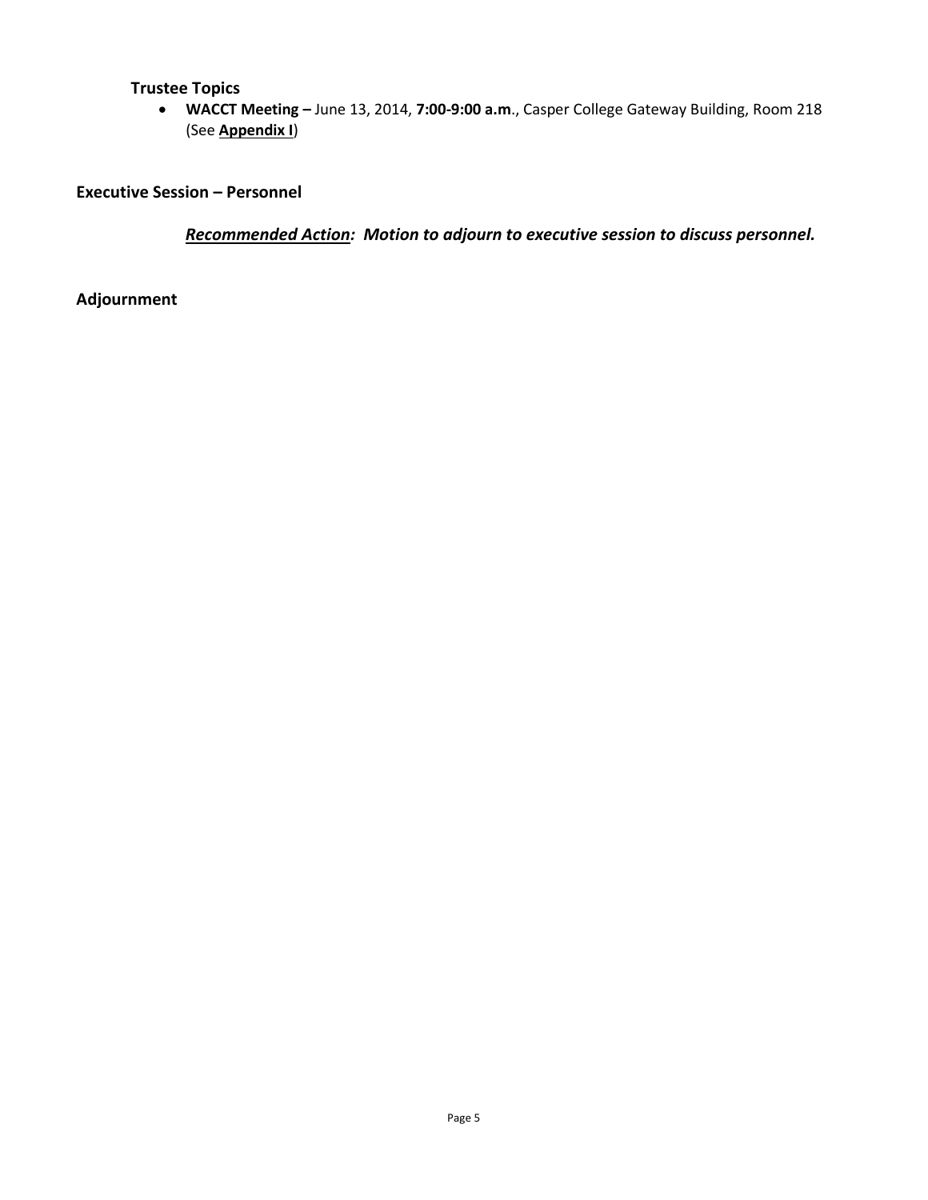### Trustee Topics

- **WACCT Meeting –** June 13, 2014, **7:00-9:00 a.m**., Casper College Gateway Building, Room 218 (See **Appendix I**)

## Executive Session – Personnel

***Recommended Action:* Motion to adjourn to executive session to discuss personnel.**

## Adjournment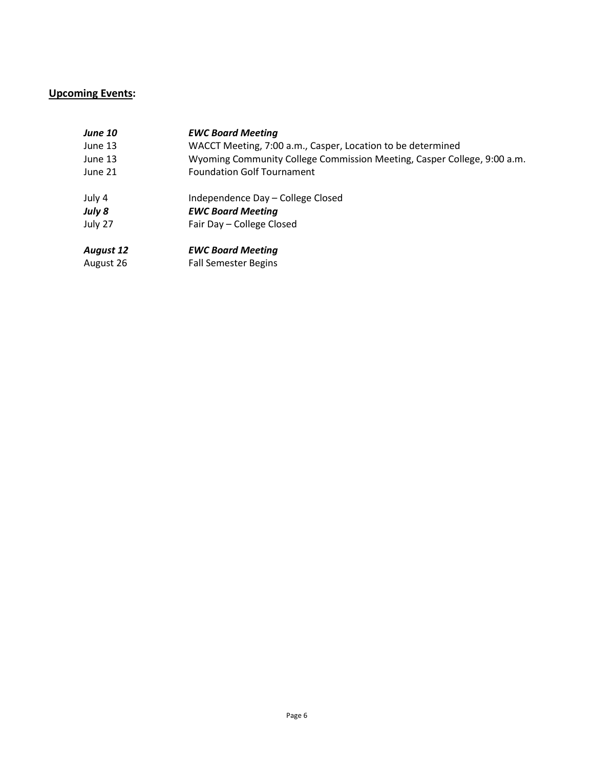**<u>Upcoming Events</u>:**

| | |
|---|---|
| ***June 10*** | ***EWC Board Meeting*** |
| June 13 | WACCT Meeting, 7:00 a.m., Casper, Location to be determined |
| June 13 | Wyoming Community College Commission Meeting, Casper College, 9:00 a.m. |
| June 21 | Foundation Golf Tournament |
| | |
| July 4 | Independence Day – College Closed |
| ***July 8*** | ***EWC Board Meeting*** |
| July 27 | Fair Day – College Closed |
| | |
| ***August 12*** | ***EWC Board Meeting*** |
| August 26 | Fall Semester Begins |